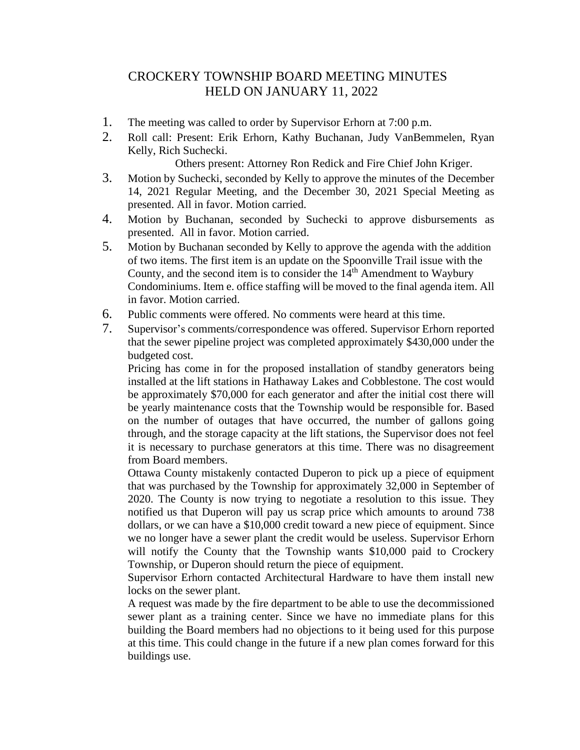# CROCKERY TOWNSHIP BOARD MEETING MINUTES
# HELD ON JANUARY 11, 2022

1. The meeting was called to order by Supervisor Erhorn at 7:00 p.m.
2. Roll call: Present: Erik Erhorn, Kathy Buchanan, Judy VanBemmelen, Ryan Kelly, Rich Suchecki.

   Others present: Attorney Ron Redick and Fire Chief John Kriger.
3. Motion by Suchecki, seconded by Kelly to approve the minutes of the December 14, 2021 Regular Meeting, and the December 30, 2021 Special Meeting as presented. All in favor. Motion carried.
4. Motion by Buchanan, seconded by Suchecki to approve disbursements as presented. All in favor. Motion carried.
5. Motion by Buchanan seconded by Kelly to approve the agenda with the addition of two items. The first item is an update on the Spoonville Trail issue with the County, and the second item is to consider the $14^{th}$ Amendment to Waybury Condominiums. Item e. office staffing will be moved to the final agenda item. All in favor. Motion carried.
6. Public comments were offered. No comments were heard at this time.
7. Supervisor's comments/correspondence was offered. Supervisor Erhorn reported that the sewer pipeline project was completed approximately $430,000 under the budgeted cost.

   Pricing has come in for the proposed installation of standby generators being installed at the lift stations in Hathaway Lakes and Cobblestone. The cost would be approximately $70,000 for each generator and after the initial cost there will be yearly maintenance costs that the Township would be responsible for. Based on the number of outages that have occurred, the number of gallons going through, and the storage capacity at the lift stations, the Supervisor does not feel it is necessary to purchase generators at this time. There was no disagreement from Board members.

   Ottawa County mistakenly contacted Duperon to pick up a piece of equipment that was purchased by the Township for approximately 32,000 in September of 2020. The County is now trying to negotiate a resolution to this issue. They notified us that Duperon will pay us scrap price which amounts to around 738 dollars, or we can have a $10,000 credit toward a new piece of equipment. Since we no longer have a sewer plant the credit would be useless. Supervisor Erhorn will notify the County that the Township wants $10,000 paid to Crockery Township, or Duperon should return the piece of equipment.

   Supervisor Erhorn contacted Architectural Hardware to have them install new locks on the sewer plant.

   A request was made by the fire department to be able to use the decommissioned sewer plant as a training center. Since we have no immediate plans for this building the Board members had no objections to it being used for this purpose at this time. This could change in the future if a new plan comes forward for this buildings use.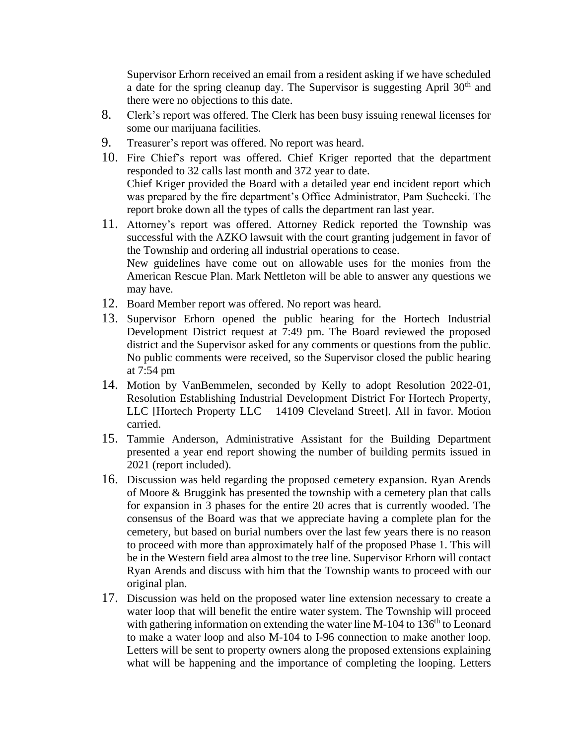Supervisor Erhorn received an email from a resident asking if we have scheduled a date for the spring cleanup day. The Supervisor is suggesting April 30th and there were no objections to this date.

8. Clerk's report was offered. The Clerk has been busy issuing renewal licenses for some our marijuana facilities.
9. Treasurer's report was offered. No report was heard.
10. Fire Chief's report was offered. Chief Kriger reported that the department responded to 32 calls last month and 372 year to date.
    Chief Kriger provided the Board with a detailed year end incident report which was prepared by the fire department's Office Administrator, Pam Suchecki. The report broke down all the types of calls the department ran last year.
11. Attorney's report was offered. Attorney Redick reported the Township was successful with the AZKO lawsuit with the court granting judgement in favor of the Township and ordering all industrial operations to cease.
    New guidelines have come out on allowable uses for the monies from the American Rescue Plan. Mark Nettleton will be able to answer any questions we may have.
12. Board Member report was offered. No report was heard.
13. Supervisor Erhorn opened the public hearing for the Hortech Industrial Development District request at 7:49 pm. The Board reviewed the proposed district and the Supervisor asked for any comments or questions from the public. No public comments were received, so the Supervisor closed the public hearing at 7:54 pm
14. Motion by VanBemmelen, seconded by Kelly to adopt Resolution 2022-01, Resolution Establishing Industrial Development District For Hortech Property, LLC [Hortech Property LLC – 14109 Cleveland Street]. All in favor. Motion carried.
15. Tammie Anderson, Administrative Assistant for the Building Department presented a year end report showing the number of building permits issued in 2021 (report included).
16. Discussion was held regarding the proposed cemetery expansion. Ryan Arends of Moore & Bruggink has presented the township with a cemetery plan that calls for expansion in 3 phases for the entire 20 acres that is currently wooded. The consensus of the Board was that we appreciate having a complete plan for the cemetery, but based on burial numbers over the last few years there is no reason to proceed with more than approximately half of the proposed Phase 1. This will be in the Western field area almost to the tree line. Supervisor Erhorn will contact Ryan Arends and discuss with him that the Township wants to proceed with our original plan.
17. Discussion was held on the proposed water line extension necessary to create a water loop that will benefit the entire water system. The Township will proceed with gathering information on extending the water line M-104 to 136th to Leonard to make a water loop and also M-104 to I-96 connection to make another loop. Letters will be sent to property owners along the proposed extensions explaining what will be happening and the importance of completing the looping. Letters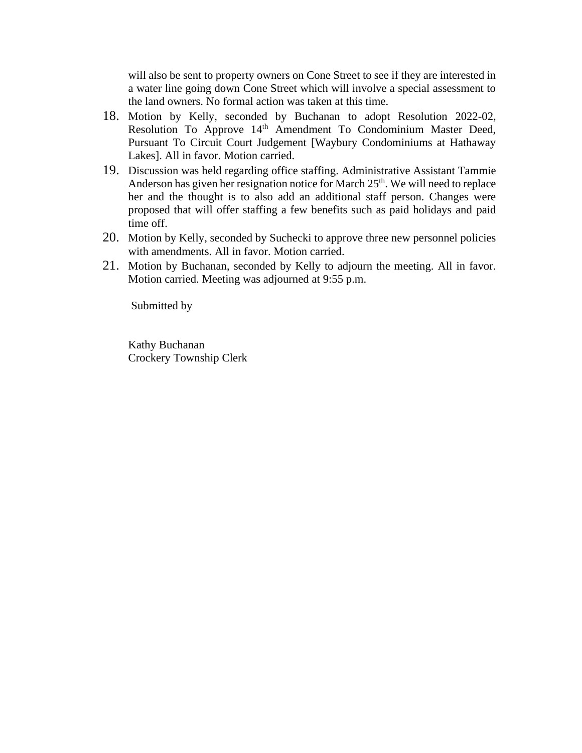will also be sent to property owners on Cone Street to see if they are interested in a water line going down Cone Street which will involve a special assessment to the land owners. No formal action was taken at this time.

18. Motion by Kelly, seconded by Buchanan to adopt Resolution 2022-02, Resolution To Approve 14th Amendment To Condominium Master Deed, Pursuant To Circuit Court Judgement [Waybury Condominiums at Hathaway Lakes]. All in favor. Motion carried.
19. Discussion was held regarding office staffing. Administrative Assistant Tammie Anderson has given her resignation notice for March 25th. We will need to replace her and the thought is to also add an additional staff person. Changes were proposed that will offer staffing a few benefits such as paid holidays and paid time off.
20. Motion by Kelly, seconded by Suchecki to approve three new personnel policies with amendments. All in favor. Motion carried.
21. Motion by Buchanan, seconded by Kelly to adjourn the meeting. All in favor. Motion carried. Meeting was adjourned at 9:55 p.m.

Submitted by

Kathy Buchanan
Crockery Township Clerk